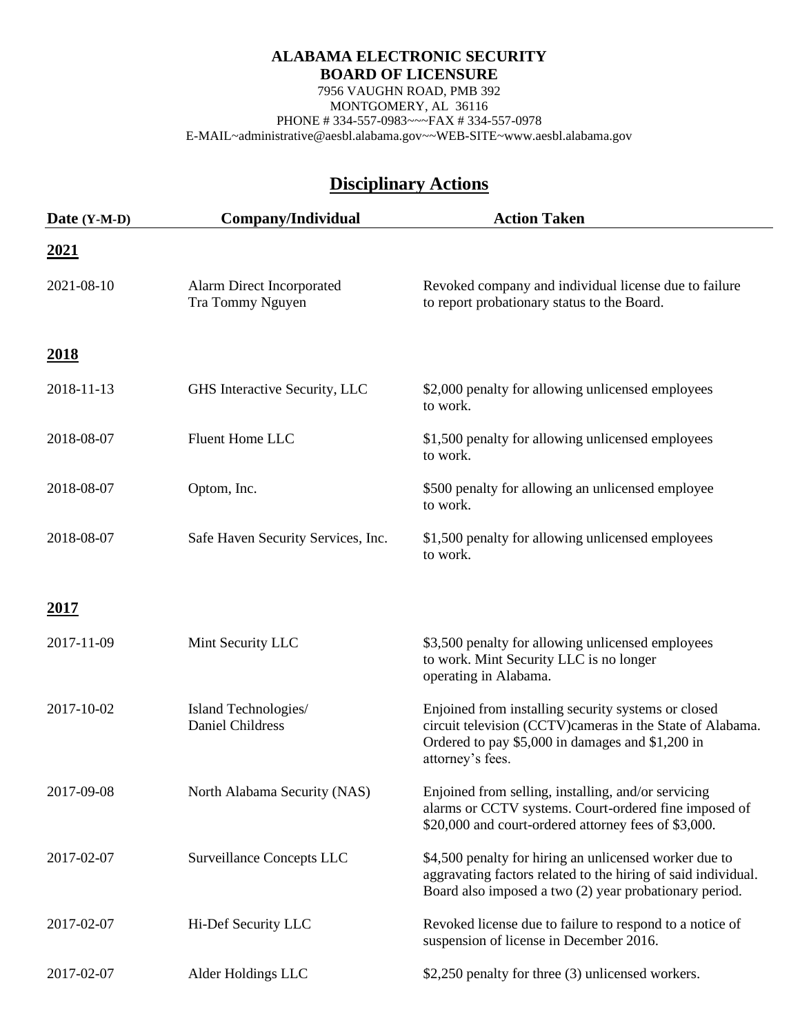**ALABAMA ELECTRONIC SECURITY**
**BOARD OF LICENSURE**

7956 VAUGHN ROAD, PMB 392
MONTGOMERY, AL 36116
PHONE # 334-557-0983~~~FAX # 334-557-0978
E-MAIL~administrative@aesbl.alabama.gov~~WEB-SITE~www.aesbl.alabama.gov

# Disciplinary Actions

| Date (Y-M-D) | Company/Individual | Action Taken |
|---|---|---|
| **2021** | | |
| 2021-08-10 | Alarm Direct Incorporated Tra Tommy Nguyen | Revoked company and individual license due to failure to report probationary status to the Board. |
| **2018** | | |
| 2018-11-13 | GHS Interactive Security, LLC | $2,000 penalty for allowing unlicensed employees to work. |
| 2018-08-07 | Fluent Home LLC | $1,500 penalty for allowing unlicensed employees to work. |
| 2018-08-07 | Optom, Inc. | $500 penalty for allowing an unlicensed employee to work. |
| 2018-08-07 | Safe Haven Security Services, Inc. | $1,500 penalty for allowing unlicensed employees to work. |
| **2017** | | |
| 2017-11-09 | Mint Security LLC | $3,500 penalty for allowing unlicensed employees to work. Mint Security LLC is no longer operating in Alabama. |
| 2017-10-02 | Island Technologies/ Daniel Childress | Enjoined from installing security systems or closed circuit television (CCTV)cameras in the State of Alabama. Ordered to pay $5,000 in damages and $1,200 in attorney's fees. |
| 2017-09-08 | North Alabama Security (NAS) | Enjoined from selling, installing, and/or servicing alarms or CCTV systems. Court-ordered fine imposed of $20,000 and court-ordered attorney fees of $3,000. |
| 2017-02-07 | Surveillance Concepts LLC | $4,500 penalty for hiring an unlicensed worker due to aggravating factors related to the hiring of said individual. Board also imposed a two (2) year probationary period. |
| 2017-02-07 | Hi-Def Security LLC | Revoked license due to failure to respond to a notice of suspension of license in December 2016. |
| 2017-02-07 | Alder Holdings LLC | $2,250 penalty for three (3) unlicensed workers. |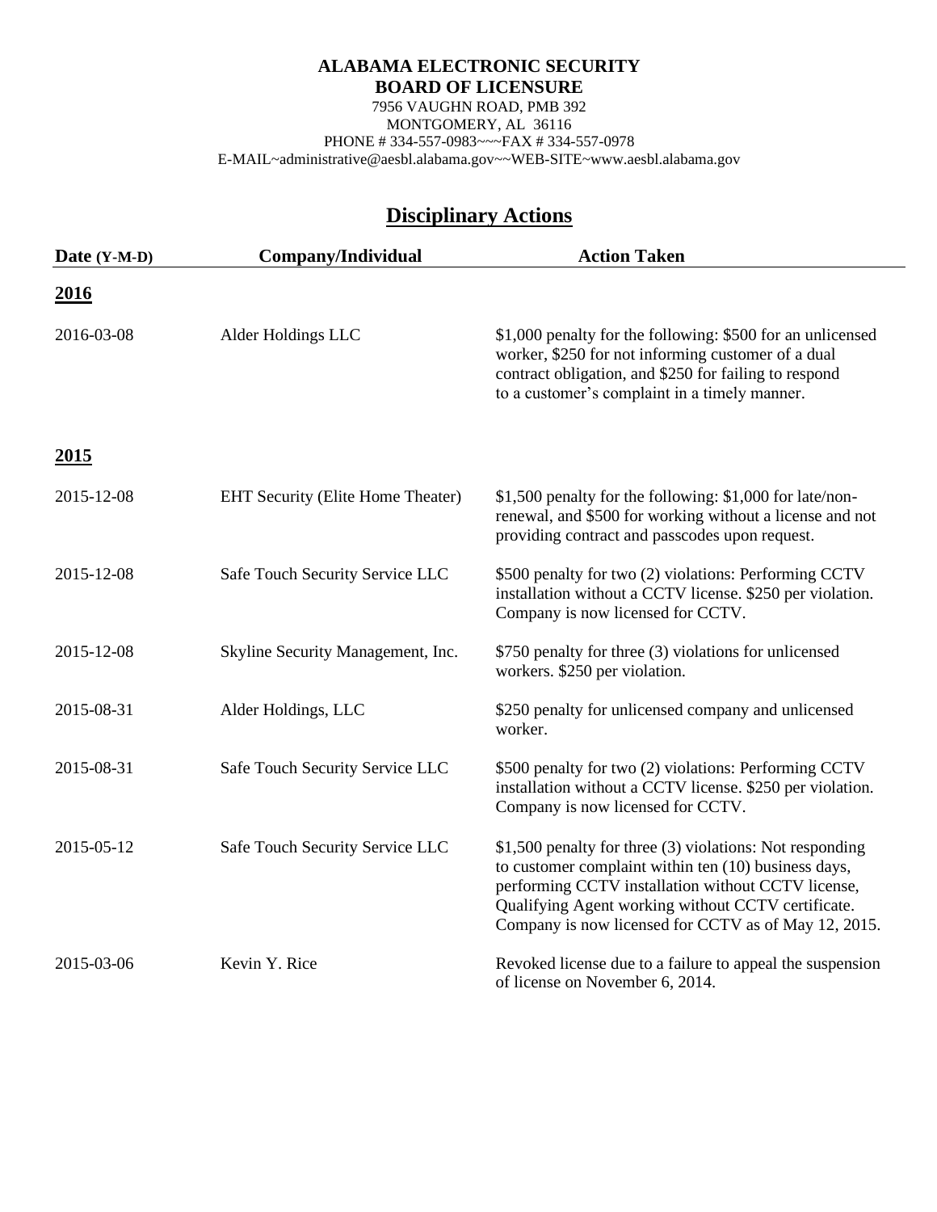**ALABAMA ELECTRONIC SECURITY**
**BOARD OF LICENSURE**

7956 VAUGHN ROAD, PMB 392
MONTGOMERY, AL 36116
PHONE # 334-557-0983~~~FAX # 334-557-0978
E-MAIL~administrative@aesbl.alabama.gov~~WEB-SITE~www.aesbl.alabama.gov

# Disciplinary Actions

| Date (Y-M-D) | Company/Individual | Action Taken |
|---|---|---|
| **2016** | | |
| 2016-03-08 | Alder Holdings LLC | $1,000 penalty for the following: $500 for an unlicensed worker, $250 for not informing customer of a dual contract obligation, and $250 for failing to respond to a customer's complaint in a timely manner. |
| **2015** | | |
| 2015-12-08 | EHT Security (Elite Home Theater) | $1,500 penalty for the following: $1,000 for late/non-renewal, and $500 for working without a license and not providing contract and passcodes upon request. |
| 2015-12-08 | Safe Touch Security Service LLC | $500 penalty for two (2) violations: Performing CCTV installation without a CCTV license. $250 per violation. Company is now licensed for CCTV. |
| 2015-12-08 | Skyline Security Management, Inc. | $750 penalty for three (3) violations for unlicensed workers. $250 per violation. |
| 2015-08-31 | Alder Holdings, LLC | $250 penalty for unlicensed company and unlicensed worker. |
| 2015-08-31 | Safe Touch Security Service LLC | $500 penalty for two (2) violations: Performing CCTV installation without a CCTV license. $250 per violation. Company is now licensed for CCTV. |
| 2015-05-12 | Safe Touch Security Service LLC | $1,500 penalty for three (3) violations: Not responding to customer complaint within ten (10) business days, performing CCTV installation without CCTV license, Qualifying Agent working without CCTV certificate. Company is now licensed for CCTV as of May 12, 2015. |
| 2015-03-06 | Kevin Y. Rice | Revoked license due to a failure to appeal the suspension of license on November 6, 2014. |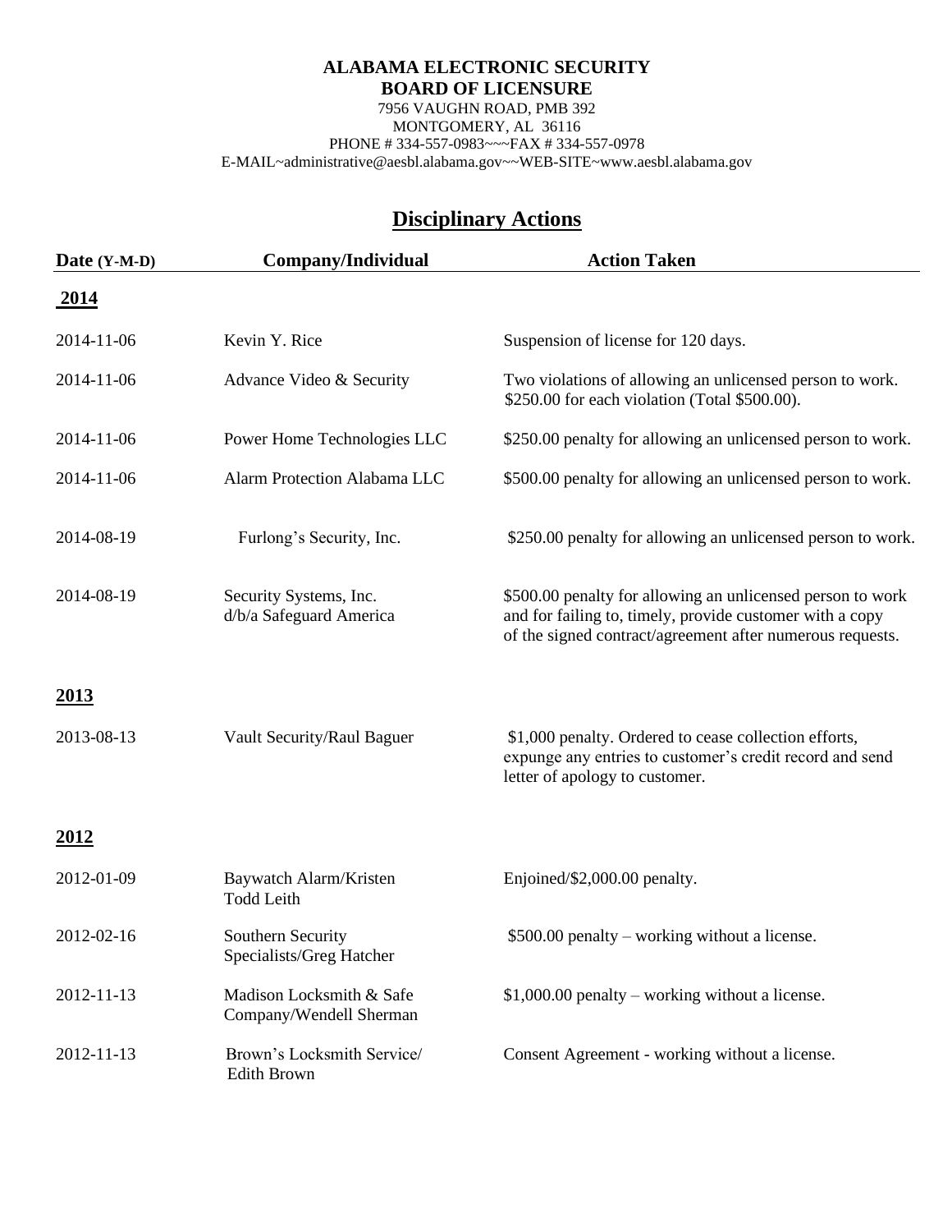**ALABAMA ELECTRONIC SECURITY**
**BOARD OF LICENSURE**
7956 VAUGHN ROAD, PMB 392
MONTGOMERY, AL 36116
PHONE # 334-557-0983~~~FAX # 334-557-0978
E-MAIL~administrative@aesbl.alabama.gov~~WEB-SITE~www.aesbl.alabama.gov

# Disciplinary Actions

| Date (Y-M-D) | Company/Individual | Action Taken |
|---|---|---|
| **2014** | | |
| 2014-11-06 | Kevin Y. Rice | Suspension of license for 120 days. |
| 2014-11-06 | Advance Video & Security | Two violations of allowing an unlicensed person to work. $250.00 for each violation (Total $500.00). |
| 2014-11-06 | Power Home Technologies LLC | $250.00 penalty for allowing an unlicensed person to work. |
| 2014-11-06 | Alarm Protection Alabama LLC | $500.00 penalty for allowing an unlicensed person to work. |
| 2014-08-19 | Furlong's Security, Inc. | $250.00 penalty for allowing an unlicensed person to work. |
| 2014-08-19 | Security Systems, Inc. d/b/a Safeguard America | $500.00 penalty for allowing an unlicensed person to work and for failing to, timely, provide customer with a copy of the signed contract/agreement after numerous requests. |
| **2013** | | |
| 2013-08-13 | Vault Security/Raul Baguer | $1,000 penalty. Ordered to cease collection efforts, expunge any entries to customer's credit record and send letter of apology to customer. |
| **2012** | | |
| 2012-01-09 | Baywatch Alarm/Kristen Todd Leith | Enjoined/$2,000.00 penalty. |
| 2012-02-16 | Southern Security Specialists/Greg Hatcher | $500.00 penalty – working without a license. |
| 2012-11-13 | Madison Locksmith & Safe Company/Wendell Sherman | $1,000.00 penalty – working without a license. |
| 2012-11-13 | Brown's Locksmith Service/ Edith Brown | Consent Agreement - working without a license. |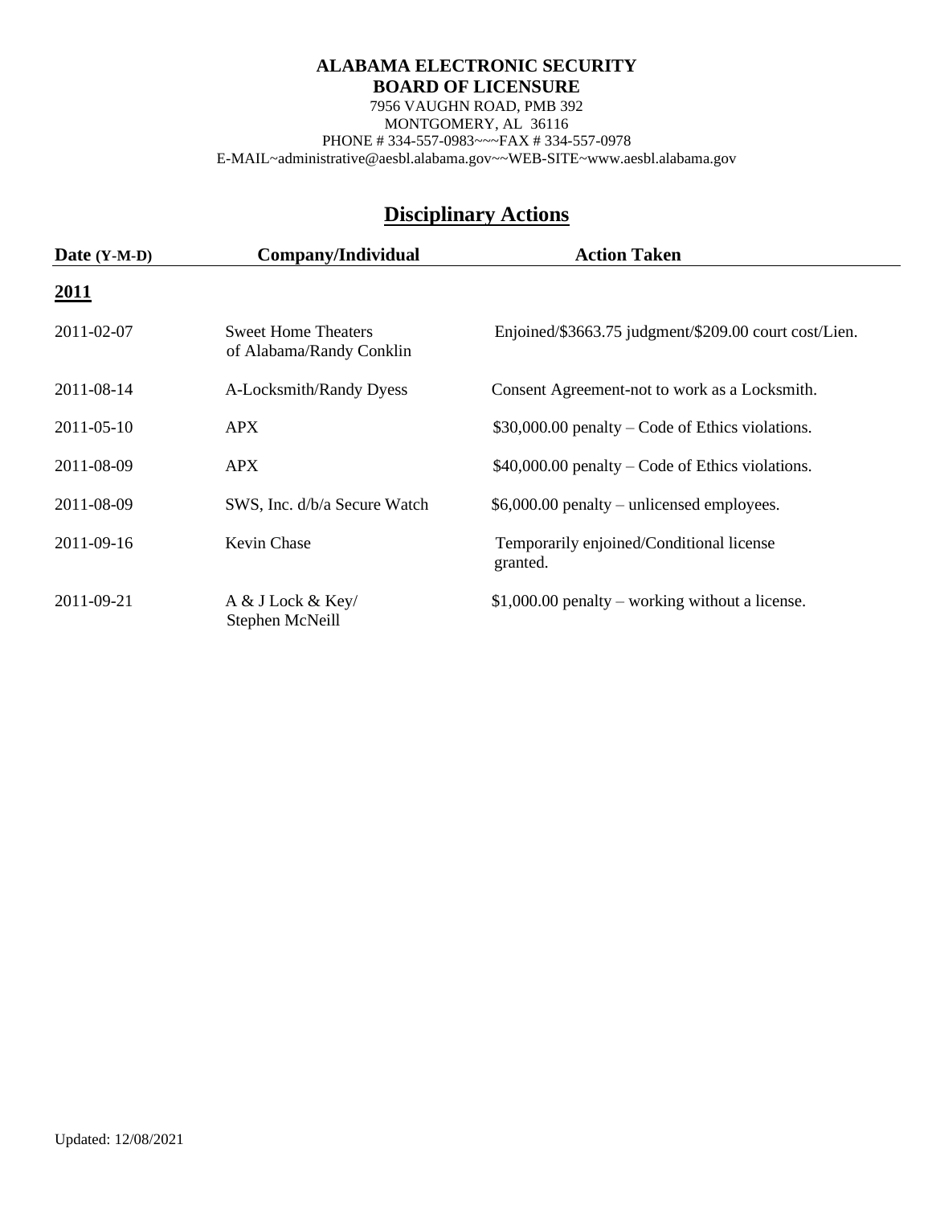**ALABAMA ELECTRONIC SECURITY**
**BOARD OF LICENSURE**
7956 VAUGHN ROAD, PMB 392
MONTGOMERY, AL 36116
PHONE # 334-557-0983~~~FAX # 334-557-0978
E-MAIL~administrative@aesbl.alabama.gov~~WEB-SITE~www.aesbl.alabama.gov

# Disciplinary Actions

| Date (Y-M-D) | Company/Individual | Action Taken |
|---|---|---|
| **2011** | | |
| 2011-02-07 | Sweet Home Theaters of Alabama/Randy Conklin | Enjoined/$3663.75 judgment/$209.00 court cost/Lien. |
| 2011-08-14 | A-Locksmith/Randy Dyess | Consent Agreement-not to work as a Locksmith. |
| 2011-05-10 | APX | $30,000.00 penalty – Code of Ethics violations. |
| 2011-08-09 | APX | $40,000.00 penalty – Code of Ethics violations. |
| 2011-08-09 | SWS, Inc. d/b/a Secure Watch | $6,000.00 penalty – unlicensed employees. |
| 2011-09-16 | Kevin Chase | Temporarily enjoined/Conditional license granted. |
| 2011-09-21 | A & J Lock & Key/ Stephen McNeill | $1,000.00 penalty – working without a license. |

Updated: 12/08/2021